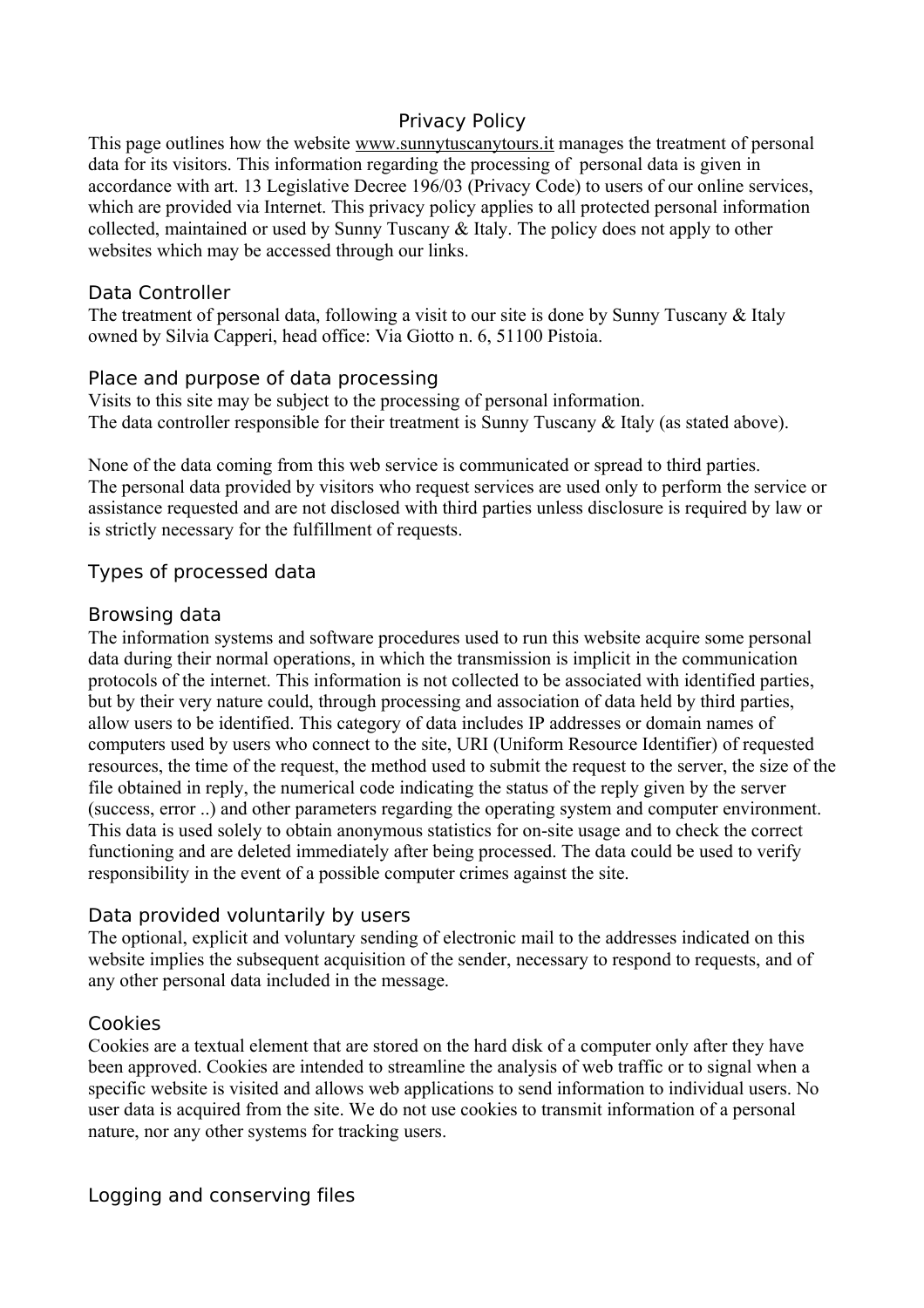# Privacy Policy

This page outlines how the website www.sunnytuscanytours.it manages the treatment of personal data for its visitors. This information regarding the processing of personal data is given in accordance with art. 13 Legislative Decree 196/03 (Privacy Code) to users of our online services, which are provided via Internet. This privacy policy applies to all protected personal information collected, maintained or used by Sunny Tuscany & Italy. The policy does not apply to other websites which may be accessed through our links.

## Data Controller

The treatment of personal data, following a visit to our site is done by Sunny Tuscany & Italy owned by Silvia Capperi, head office: Via Giotto n. 6, 51100 Pistoia.

## Place and purpose of data processing

Visits to this site may be subject to the processing of personal information.
The data controller responsible for their treatment is Sunny Tuscany & Italy (as stated above).

None of the data coming from this web service is communicated or spread to third parties.
The personal data provided by visitors who request services are used only to perform the service or assistance requested and are not disclosed with third parties unless disclosure is required by law or is strictly necessary for the fulfillment of requests.

## Types of processed data

### Browsing data

The information systems and software procedures used to run this website acquire some personal data during their normal operations, in which the transmission is implicit in the communication protocols of the internet. This information is not collected to be associated with identified parties, but by their very nature could, through processing and association of data held by third parties, allow users to be identified. This category of data includes IP addresses or domain names of computers used by users who connect to the site, URI (Uniform Resource Identifier) of requested resources, the time of the request, the method used to submit the request to the server, the size of the file obtained in reply, the numerical code indicating the status of the reply given by the server (success, error ..) and other parameters regarding the operating system and computer environment. This data is used solely to obtain anonymous statistics for on-site usage and to check the correct functioning and are deleted immediately after being processed. The data could be used to verify responsibility in the event of a possible computer crimes against the site.

### Data provided voluntarily by users

The optional, explicit and voluntary sending of electronic mail to the addresses indicated on this website implies the subsequent acquisition of the sender, necessary to respond to requests, and of any other personal data included in the message.

### Cookies

Cookies are a textual element that are stored on the hard disk of a computer only after they have been approved. Cookies are intended to streamline the analysis of web traffic or to signal when a specific website is visited and allows web applications to send information to individual users. No user data is acquired from the site. We do not use cookies to transmit information of a personal nature, nor any other systems for tracking users.

## Logging and conserving files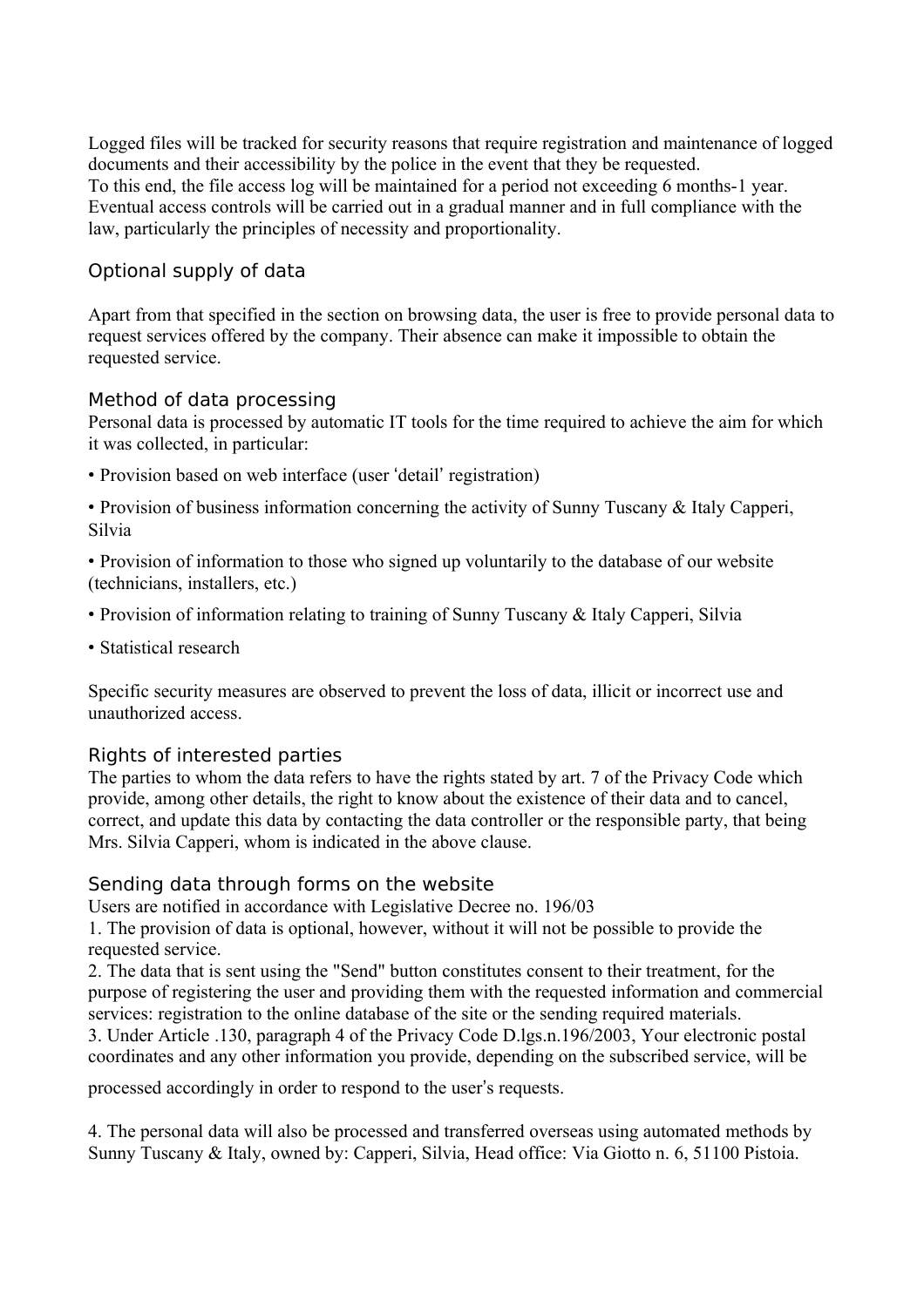Logged files will be tracked for security reasons that require registration and maintenance of logged documents and their accessibility by the police in the event that they be requested.
To this end, the file access log will be maintained for a period not exceeding 6 months-1 year.
Eventual access controls will be carried out in a gradual manner and in full compliance with the law, particularly the principles of necessity and proportionality.

## Optional supply of data

Apart from that specified in the section on browsing data, the user is free to provide personal data to request services offered by the company. Their absence can make it impossible to obtain the requested service.

## Method of data processing

Personal data is processed by automatic IT tools for the time required to achieve the aim for which it was collected, in particular:

- Provision based on web interface (user 'detail' registration)
- Provision of business information concerning the activity of Sunny Tuscany & Italy Capperi, Silvia
- Provision of information to those who signed up voluntarily to the database of our website (technicians, installers, etc.)
- Provision of information relating to training of Sunny Tuscany & Italy Capperi, Silvia
- Statistical research

Specific security measures are observed to prevent the loss of data, illicit or incorrect use and unauthorized access.

## Rights of interested parties

The parties to whom the data refers to have the rights stated by art. 7 of the Privacy Code which provide, among other details, the right to know about the existence of their data and to cancel, correct, and update this data by contacting the data controller or the responsible party, that being Mrs. Silvia Capperi, whom is indicated in the above clause.

## Sending data through forms on the website

Users are notified in accordance with Legislative Decree no. 196/03
1. The provision of data is optional, however, without it will not be possible to provide the requested service.
2. The data that is sent using the "Send" button constitutes consent to their treatment, for the purpose of registering the user and providing them with the requested information and commercial services: registration to the online database of the site or the sending required materials.
3. Under Article .130, paragraph 4 of the Privacy Code D.lgs.n.196/2003, Your electronic postal coordinates and any other information you provide, depending on the subscribed service, will be processed accordingly in order to respond to the user's requests.

4. The personal data will also be processed and transferred overseas using automated methods by Sunny Tuscany & Italy, owned by: Capperi, Silvia, Head office: Via Giotto n. 6, 51100 Pistoia.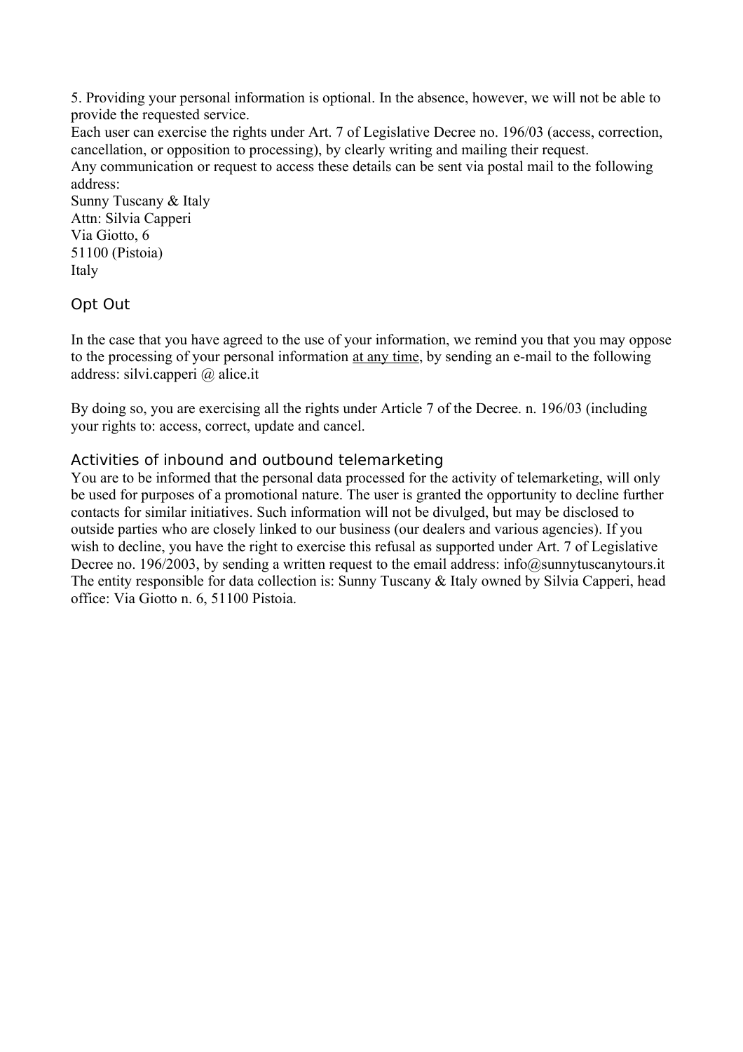5. Providing your personal information is optional. In the absence, however, we will not be able to provide the requested service.
Each user can exercise the rights under Art. 7 of Legislative Decree no. 196/03 (access, correction, cancellation, or opposition to processing), by clearly writing and mailing their request.
Any communication or request to access these details can be sent via postal mail to the following address:
Sunny Tuscany & Italy
Attn: Silvia Capperi
Via Giotto, 6
51100 (Pistoia)
Italy

## Opt Out

In the case that you have agreed to the use of your information, we remind you that you may oppose to the processing of your personal information at any time, by sending an e-mail to the following address: silvi.capperi @ alice.it

By doing so, you are exercising all the rights under Article 7 of the Decree. n. 196/03 (including your rights to: access, correct, update and cancel.

## Activities of inbound and outbound telemarketing

You are to be informed that the personal data processed for the activity of telemarketing, will only be used for purposes of a promotional nature. The user is granted the opportunity to decline further contacts for similar initiatives. Such information will not be divulged, but may be disclosed to outside parties who are closely linked to our business (our dealers and various agencies). If you wish to decline, you have the right to exercise this refusal as supported under Art. 7 of Legislative Decree no. 196/2003, by sending a written request to the email address: info@sunnytuscanytours.it
The entity responsible for data collection is: Sunny Tuscany & Italy owned by Silvia Capperi, head office: Via Giotto n. 6, 51100 Pistoia.